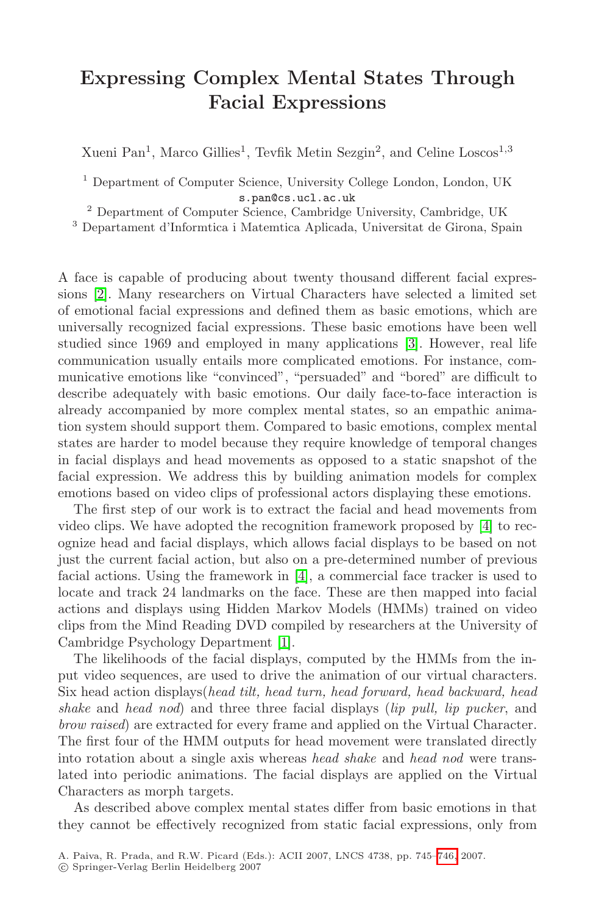# Expressing Complex Mental States Through Facial Expressions

Xueni Pan[1], Marco Gillies[1], Tevfik Metin Sezgin[2], and Celine Loscos[1,3]

[1] Department of Computer Science, University College London, London, UK
s.pan@cs.ucl.ac.uk

[2] Department of Computer Science, Cambridge University, Cambridge, UK

[3] Departament d'Informtica i Matemtica Aplicada, Universitat de Girona, Spain

A face is capable of producing about twenty thousand different facial expressions [2]. Many researchers on Virtual Characters have selected a limited set of emotional facial expressions and defined them as basic emotions, which are universally recognized facial expressions. These basic emotions have been well studied since 1969 and employed in many applications [3]. However, real life communication usually entails more complicated emotions. For instance, communicative emotions like "convinced", "persuaded" and "bored" are difficult to describe adequately with basic emotions. Our daily face-to-face interaction is already accompanied by more complex mental states, so an empathic animation system should support them. Compared to basic emotions, complex mental states are harder to model because they require knowledge of temporal changes in facial displays and head movements as opposed to a static snapshot of the facial expression. We address this by building animation models for complex emotions based on video clips of professional actors displaying these emotions.

The first step of our work is to extract the facial and head movements from video clips. We have adopted the recognition framework proposed by [4] to recognize head and facial displays, which allows facial displays to be based on not just the current facial action, but also on a pre-determined number of previous facial actions. Using the framework in [4], a commercial face tracker is used to locate and track 24 landmarks on the face. These are then mapped into facial actions and displays using Hidden Markov Models (HMMs) trained on video clips from the Mind Reading DVD compiled by researchers at the University of Cambridge Psychology Department [1].

The likelihoods of the facial displays, computed by the HMMs from the input video sequences, are used to drive the animation of our virtual characters. Six head action displays(*head tilt, head turn, head forward, head backward, head shake* and *head nod*) and three three facial displays (*lip pull, lip pucker*, and *brow raised*) are extracted for every frame and applied on the Virtual Character. The first four of the HMM outputs for head movement were translated directly into rotation about a single axis whereas *head shake* and *head nod* were translated into periodic animations. The facial displays are applied on the Virtual Characters as morph targets.

As described above complex mental states differ from basic emotions in that they cannot be effectively recognized from static facial expressions, only from

A. Paiva, R. Prada, and R.W. Picard (Eds.): ACII 2007, LNCS 4738, pp. 745–746, 2007.
© Springer-Verlag Berlin Heidelberg 2007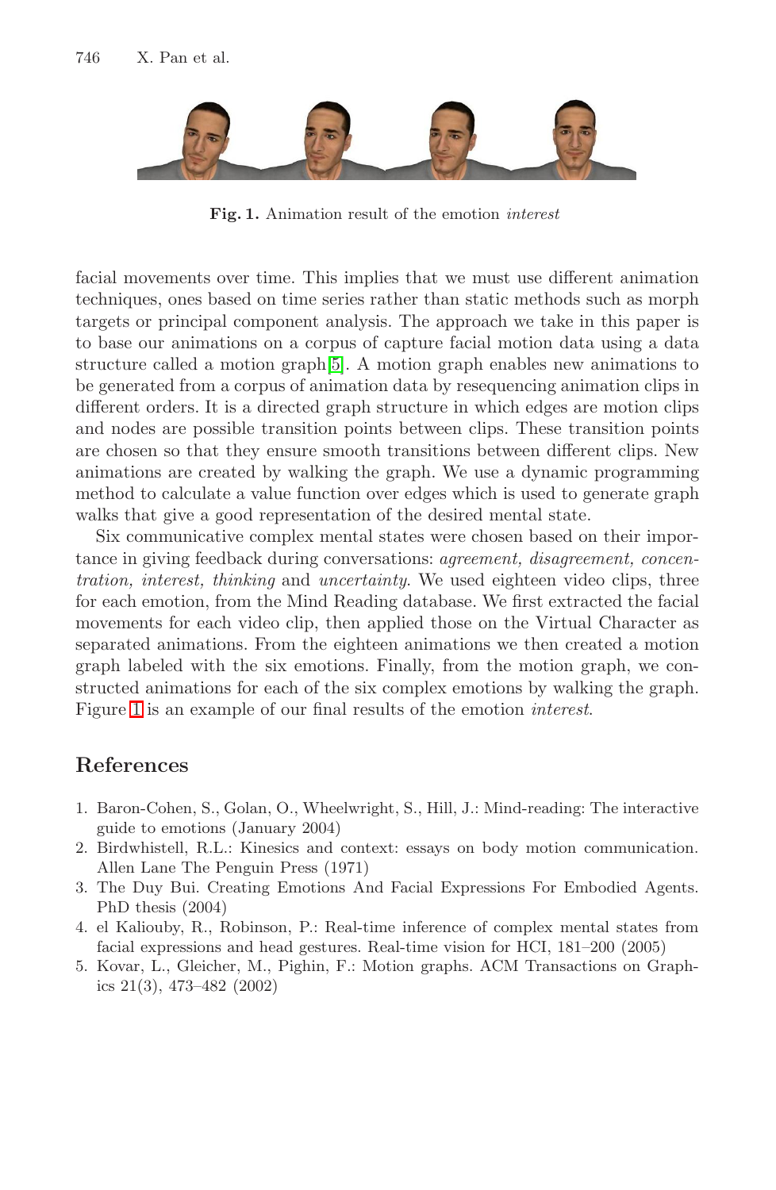**Fig. 1.** Animation result of the emotion *interest*

facial movements over time. This implies that we must use different animation techniques, ones based on time series rather than static methods such as morph targets or principal component analysis. The approach we take in this paper is to base our animations on a corpus of capture facial motion data using a data structure called a motion graph[5]. A motion graph enables new animations to be generated from a corpus of animation data by resequencing animation clips in different orders. It is a directed graph structure in which edges are motion clips and nodes are possible transition points between clips. These transition points are chosen so that they ensure smooth transitions between different clips. New animations are created by walking the graph. We use a dynamic programming method to calculate a value function over edges which is used to generate graph walks that give a good representation of the desired mental state.

Six communicative complex mental states were chosen based on their importance in giving feedback during conversations: *agreement, disagreement, concentration, interest, thinking* and *uncertainty*. We used eighteen video clips, three for each emotion, from the Mind Reading database. We first extracted the facial movements for each video clip, then applied those on the Virtual Character as separated animations. From the eighteen animations we then created a motion graph labeled with the six emotions. Finally, from the motion graph, we constructed animations for each of the six complex emotions by walking the graph. Figure 1 is an example of our final results of the emotion *interest*.

## References

1. Baron-Cohen, S., Golan, O., Wheelwright, S., Hill, J.: Mind-reading: The interactive guide to emotions (January 2004)
2. Birdwhistell, R.L.: Kinesics and context: essays on body motion communication. Allen Lane The Penguin Press (1971)
3. The Duy Bui. Creating Emotions And Facial Expressions For Embodied Agents. PhD thesis (2004)
4. el Kaliouby, R., Robinson, P.: Real-time inference of complex mental states from facial expressions and head gestures. Real-time vision for HCI, 181–200 (2005)
5. Kovar, L., Gleicher, M., Pighin, F.: Motion graphs. ACM Transactions on Graphics 21(3), 473–482 (2002)